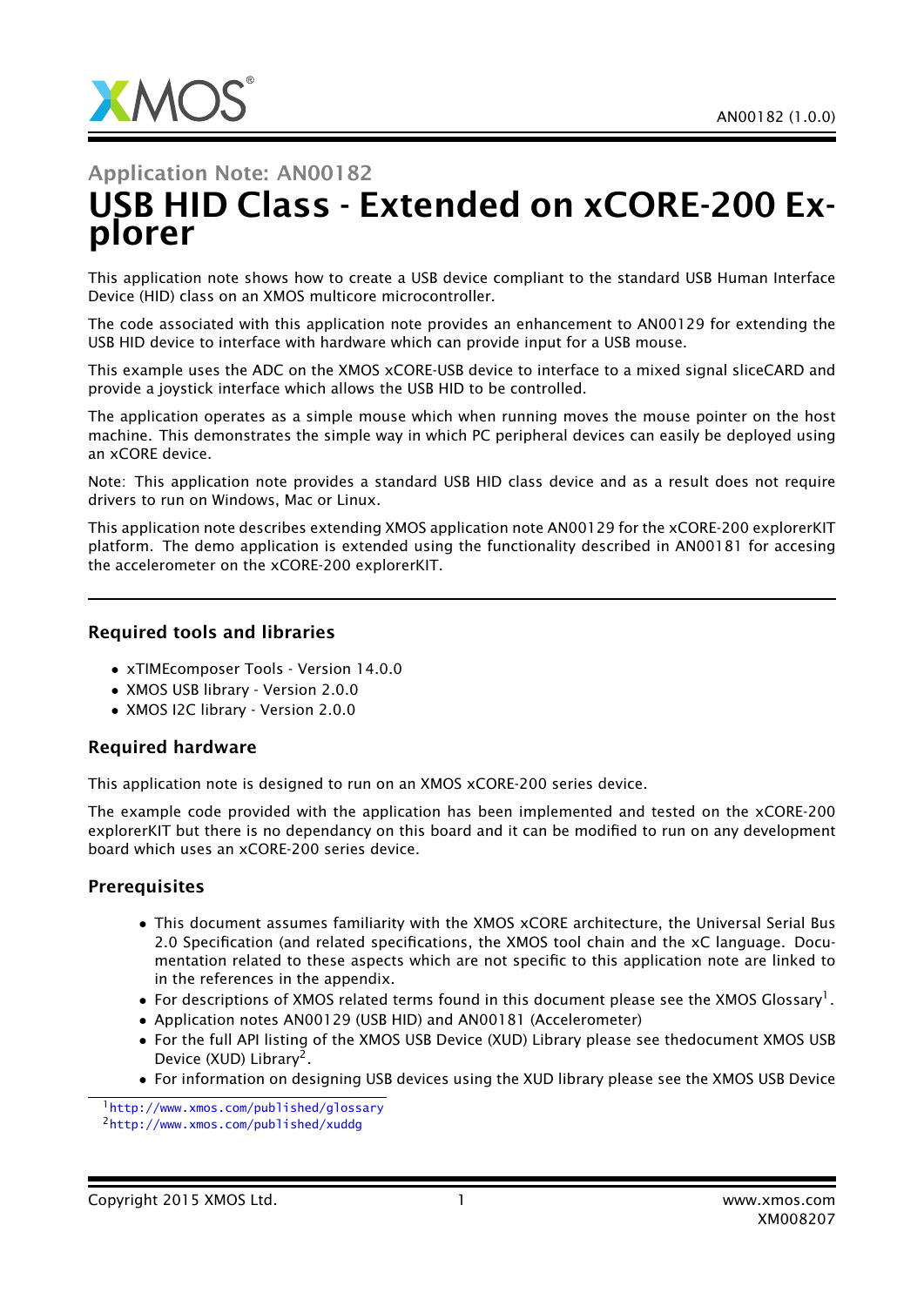# Application Note: AN00182

# USB HID Class - Extended on xCORE-200 Explorer

This application note shows how to create a USB device compliant to the standard USB Human Interface Device (HID) class on an XMOS multicore microcontroller.

The code associated with this application note provides an enhancement to AN00129 for extending the USB HID device to interface with hardware which can provide input for a USB mouse.

This example uses the ADC on the XMOS xCORE-USB device to interface to a mixed signal sliceCARD and provide a joystick interface which allows the USB HID to be controlled.

The application operates as a simple mouse which when running moves the mouse pointer on the host machine. This demonstrates the simple way in which PC peripheral devices can easily be deployed using an xCORE device.

Note: This application note provides a standard USB HID class device and as a result does not require drivers to run on Windows, Mac or Linux.

This application note describes extending XMOS application note AN00129 for the xCORE-200 explorerKIT platform. The demo application is extended using the functionality described in AN00181 for accesing the accelerometer on the xCORE-200 explorerKIT.

---

### Required tools and libraries

- xTIMEcomposer Tools - Version 14.0.0
- XMOS USB library - Version 2.0.0
- XMOS I2C library - Version 2.0.0

### Required hardware

This application note is designed to run on an XMOS xCORE-200 series device.

The example code provided with the application has been implemented and tested on the xCORE-200 explorerKIT but there is no dependancy on this board and it can be modified to run on any development board which uses an xCORE-200 series device.

### Prerequisites

- This document assumes familiarity with the XMOS xCORE architecture, the Universal Serial Bus 2.0 Specification (and related specifications, the XMOS tool chain and the xC language. Documentation related to these aspects which are not specific to this application note are linked to in the references in the appendix.
- For descriptions of XMOS related terms found in this document please see the XMOS Glossary[1].
- Application notes AN00129 (USB HID) and AN00181 (Accelerometer)
- For the full API listing of the XMOS USB Device (XUD) Library please see thedocument XMOS USB Device (XUD) Library[2].
- For information on designing USB devices using the XUD library please see the XMOS USB Device

[1] http://www.xmos.com/published/glossary
[2] http://www.xmos.com/published/xuddg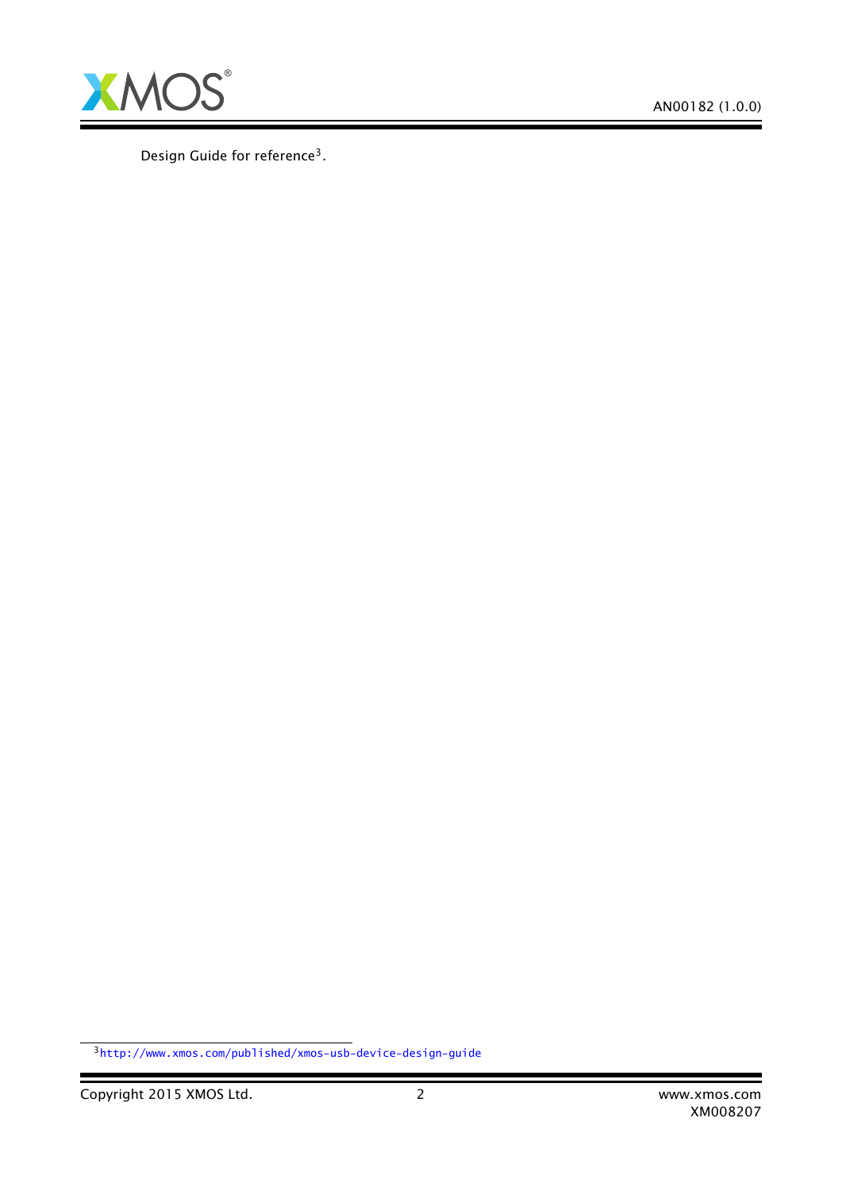Design Guide for reference[3].

[3] http://www.xmos.com/published/xmos-usb-device-design-guide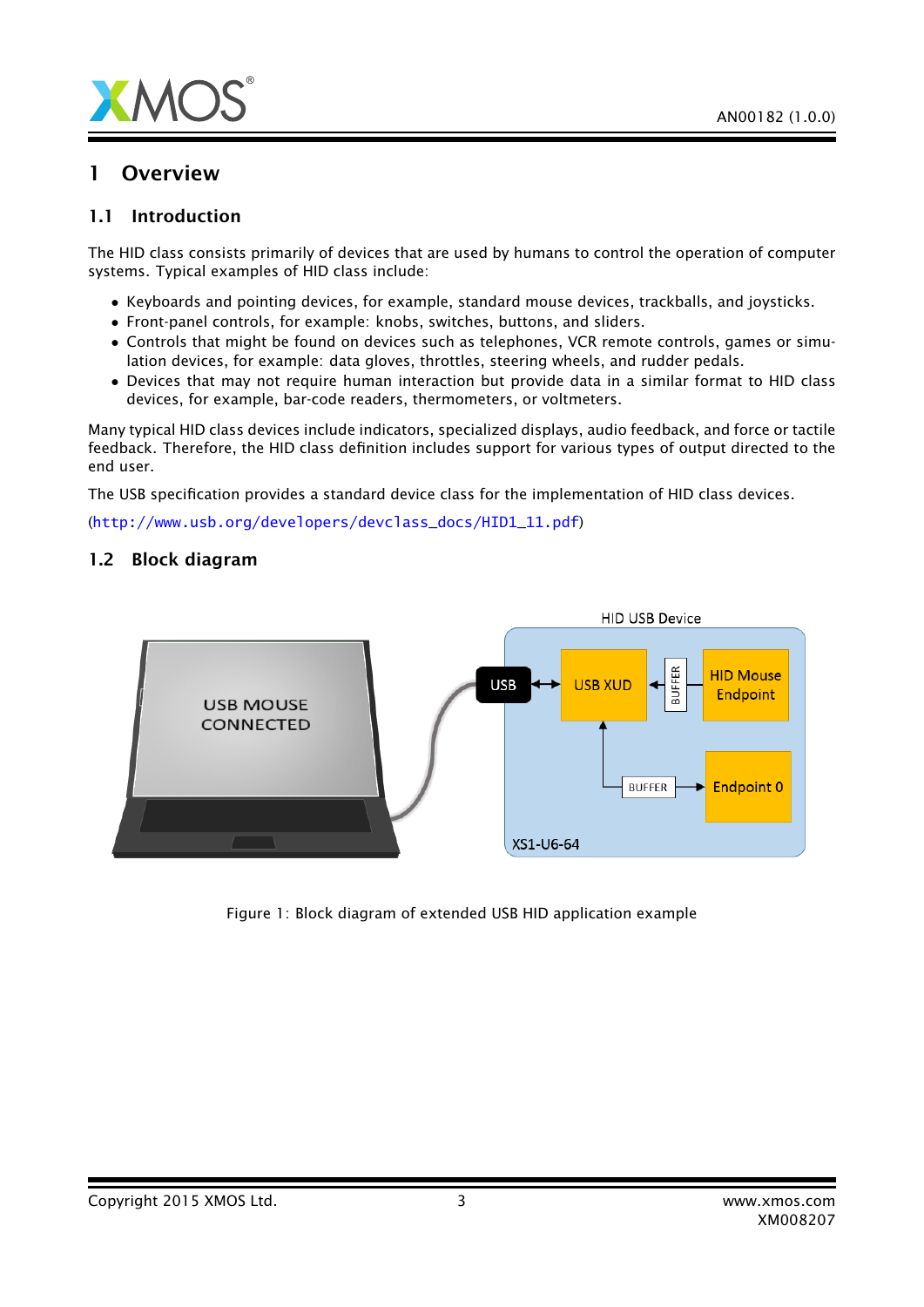# 1 Overview

## 1.1 Introduction

The HID class consists primarily of devices that are used by humans to control the operation of computer systems. Typical examples of HID class include:

- Keyboards and pointing devices, for example, standard mouse devices, trackballs, and joysticks.
- Front-panel controls, for example: knobs, switches, buttons, and sliders.
- Controls that might be found on devices such as telephones, VCR remote controls, games or simulation devices, for example: data gloves, throttles, steering wheels, and rudder pedals.
- Devices that may not require human interaction but provide data in a similar format to HID class devices, for example, bar-code readers, thermometers, or voltmeters.

Many typical HID class devices include indicators, specialized displays, audio feedback, and force or tactile feedback. Therefore, the HID class definition includes support for various types of output directed to the end user.

The USB specification provides a standard device class for the implementation of HID class devices.

(http://www.usb.org/developers/devclass_docs/HID1_11.pdf)

## 1.2 Block diagram

Figure 1: Block diagram of extended USB HID application example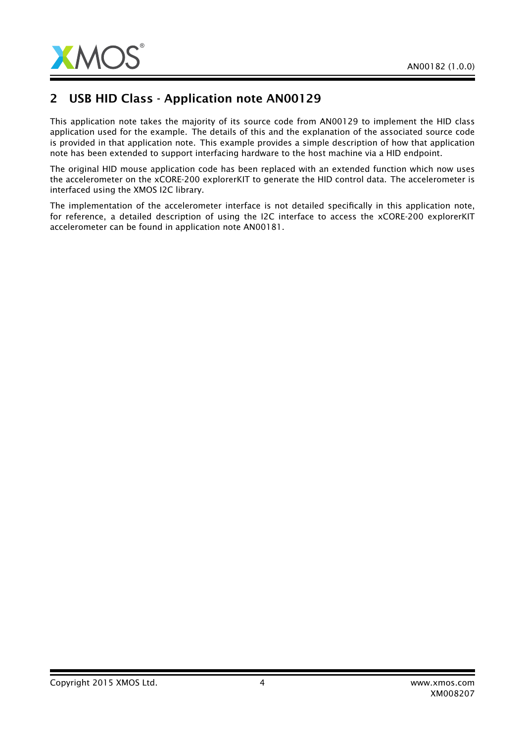## 2 USB HID Class - Application note AN00129

This application note takes the majority of its source code from AN00129 to implement the HID class application used for the example. The details of this and the explanation of the associated source code is provided in that application note. This example provides a simple description of how that application note has been extended to support interfacing hardware to the host machine via a HID endpoint.

The original HID mouse application code has been replaced with an extended function which now uses the accelerometer on the xCORE-200 explorerKIT to generate the HID control data. The accelerometer is interfaced using the XMOS I2C library.

The implementation of the accelerometer interface is not detailed specifically in this application note, for reference, a detailed description of using the I2C interface to access the xCORE-200 explorerKIT accelerometer can be found in application note AN00181.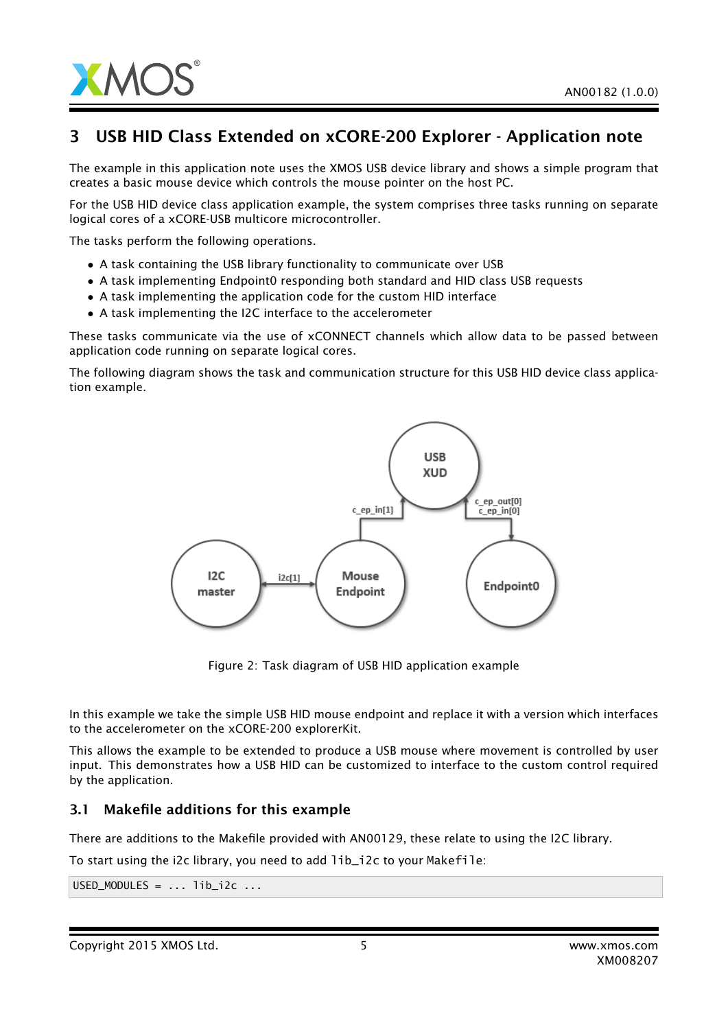## 3 USB HID Class Extended on xCORE-200 Explorer - Application note

The example in this application note uses the XMOS USB device library and shows a simple program that creates a basic mouse device which controls the mouse pointer on the host PC.

For the USB HID device class application example, the system comprises three tasks running on separate logical cores of a xCORE-USB multicore microcontroller.

The tasks perform the following operations.

- A task containing the USB library functionality to communicate over USB
- A task implementing Endpoint0 responding both standard and HID class USB requests
- A task implementing the application code for the custom HID interface
- A task implementing the I2C interface to the accelerometer

These tasks communicate via the use of xCONNECT channels which allow data to be passed between application code running on separate logical cores.

The following diagram shows the task and communication structure for this USB HID device class application example.

Figure 2: Task diagram of USB HID application example

In this example we take the simple USB HID mouse endpoint and replace it with a version which interfaces to the accelerometer on the xCORE-200 explorerKit.

This allows the example to be extended to produce a USB mouse where movement is controlled by user input. This demonstrates how a USB HID can be customized to interface to the custom control required by the application.

### 3.1 Makefile additions for this example

There are additions to the Makefile provided with AN00129, these relate to using the I2C library.

To start using the i2c library, you need to add `lib_i2c` to your `Makefile`:

```
USED_MODULES = ... lib_i2c ...
```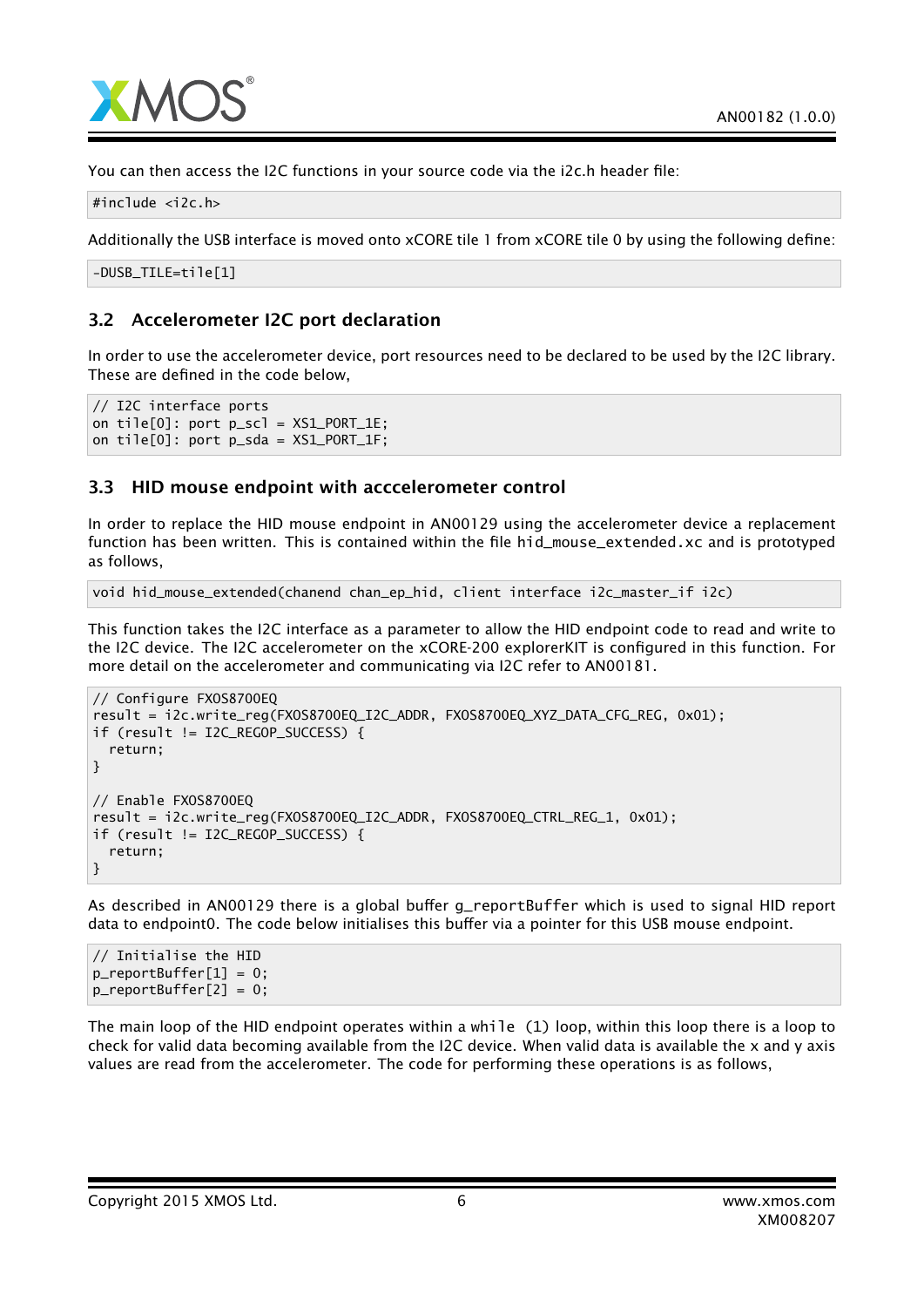You can then access the I2C functions in your source code via the i2c.h header file:

```
#include <i2c.h>
```

Additionally the USB interface is moved onto xCORE tile 1 from xCORE tile 0 by using the following define:

```
-DUSB_TILE=tile[1]
```

## 3.2 Accelerometer I2C port declaration

In order to use the accelerometer device, port resources need to be declared to be used by the I2C library. These are defined in the code below,

```
// I2C interface ports
on tile[0]: port p_scl = XS1_PORT_1E;
on tile[0]: port p_sda = XS1_PORT_1F;
```

## 3.3 HID mouse endpoint with acccelerometer control

In order to replace the HID mouse endpoint in AN00129 using the accelerometer device a replacement function has been written. This is contained within the file `hid_mouse_extended.xc` and is prototyped as follows,

```
void hid_mouse_extended(chanend chan_ep_hid, client interface i2c_master_if i2c)
```

This function takes the I2C interface as a parameter to allow the HID endpoint code to read and write to the I2C device. The I2C accelerometer on the xCORE-200 explorerKIT is configured in this function. For more detail on the accelerometer and communicating via I2C refer to AN00181.

```
// Configure FXOS8700EQ
result = i2c.write_reg(FXOS8700EQ_I2C_ADDR, FXOS8700EQ_XYZ_DATA_CFG_REG, 0x01);
if (result != I2C_REGOP_SUCCESS) {
  return;
}

// Enable FXOS8700EQ
result = i2c.write_reg(FXOS8700EQ_I2C_ADDR, FXOS8700EQ_CTRL_REG_1, 0x01);
if (result != I2C_REGOP_SUCCESS) {
  return;
}
```

As described in AN00129 there is a global buffer `g_reportBuffer` which is used to signal HID report data to endpoint0. The code below initialises this buffer via a pointer for this USB mouse endpoint.

```
// Initialise the HID
p_reportBuffer[1] = 0;
p_reportBuffer[2] = 0;
```

The main loop of the HID endpoint operates within a `while (1)` loop, within this loop there is a loop to check for valid data becoming available from the I2C device. When valid data is available the x and y axis values are read from the accelerometer. The code for performing these operations is as follows,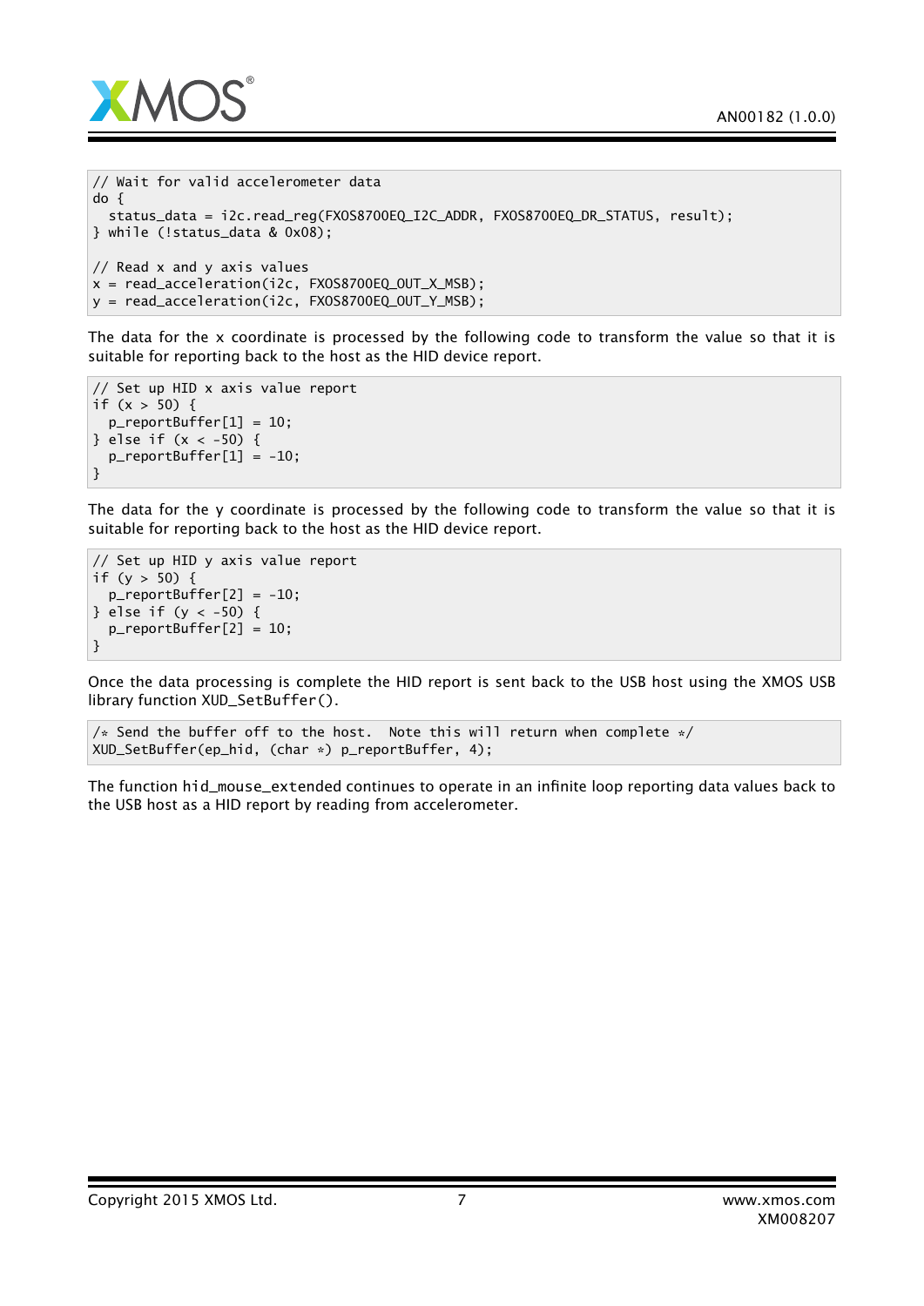```
// Wait for valid accelerometer data
do {
  status_data = i2c.read_reg(FXOS8700EQ_I2C_ADDR, FXOS8700EQ_DR_STATUS, result);
} while (!status_data & 0x08);

// Read x and y axis values
x = read_acceleration(i2c, FXOS8700EQ_OUT_X_MSB);
y = read_acceleration(i2c, FXOS8700EQ_OUT_Y_MSB);
```

The data for the x coordinate is processed by the following code to transform the value so that it is suitable for reporting back to the host as the HID device report.

```
// Set up HID x axis value report
if (x > 50) {
  p_reportBuffer[1] = 10;
} else if (x < -50) {
  p_reportBuffer[1] = -10;
}
```

The data for the y coordinate is processed by the following code to transform the value so that it is suitable for reporting back to the host as the HID device report.

```
// Set up HID y axis value report
if (y > 50) {
  p_reportBuffer[2] = -10;
} else if (y < -50) {
  p_reportBuffer[2] = 10;
}
```

Once the data processing is complete the HID report is sent back to the USB host using the XMOS USB library function XUD_SetBuffer().

```
/* Send the buffer off to the host.  Note this will return when complete */
XUD_SetBuffer(ep_hid, (char *) p_reportBuffer, 4);
```

The function hid_mouse_extended continues to operate in an infinite loop reporting data values back to the USB host as a HID report by reading from accelerometer.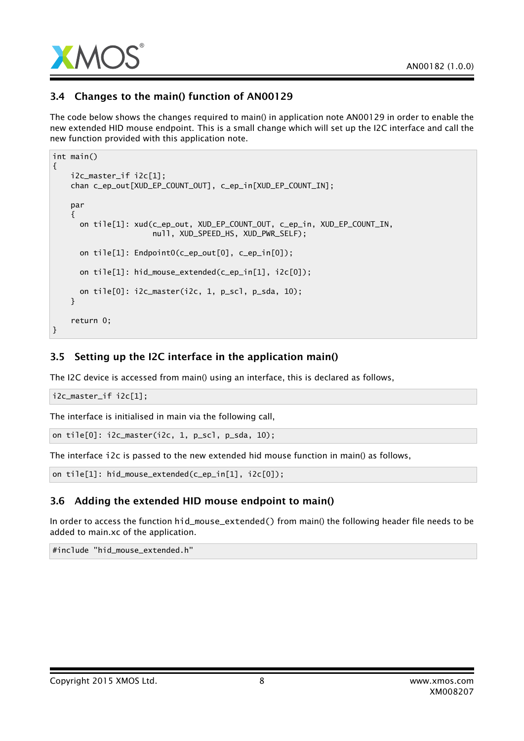### 3.4 Changes to the main() function of AN00129

The code below shows the changes required to main() in application note AN00129 in order to enable the new extended HID mouse endpoint. This is a small change which will set up the I2C interface and call the new function provided with this application note.

```
int main()
{
    i2c_master_if i2c[1];
    chan c_ep_out[XUD_EP_COUNT_OUT], c_ep_in[XUD_EP_COUNT_IN];

    par
    {
      on tile[1]: xud(c_ep_out, XUD_EP_COUNT_OUT, c_ep_in, XUD_EP_COUNT_IN,
                      null, XUD_SPEED_HS, XUD_PWR_SELF);

      on tile[1]: Endpoint0(c_ep_out[0], c_ep_in[0]);

      on tile[1]: hid_mouse_extended(c_ep_in[1], i2c[0]);

      on tile[0]: i2c_master(i2c, 1, p_scl, p_sda, 10);
    }

    return 0;
}
```

### 3.5 Setting up the I2C interface in the application main()

The I2C device is accessed from main() using an interface, this is declared as follows,

```
i2c_master_if i2c[1];
```

The interface is initialised in main via the following call,

```
on tile[0]: i2c_master(i2c, 1, p_scl, p_sda, 10);
```

The interface i2c is passed to the new extended hid mouse function in main() as follows,

```
on tile[1]: hid_mouse_extended(c_ep_in[1], i2c[0]);
```

### 3.6 Adding the extended HID mouse endpoint to main()

In order to access the function hid_mouse_extended() from main() the following header file needs to be added to main.xc of the application.

```
#include "hid_mouse_extended.h"
```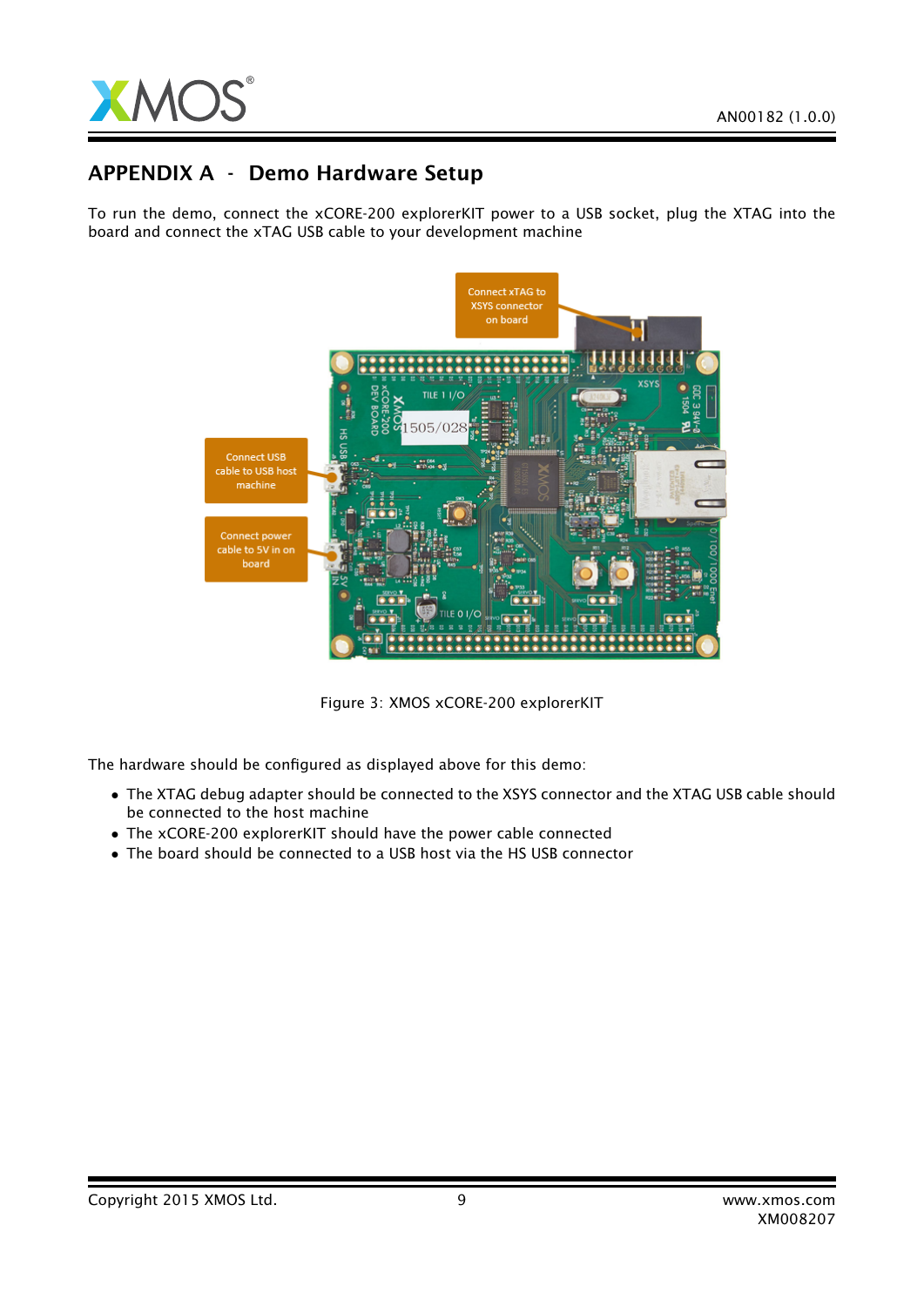# APPENDIX A - Demo Hardware Setup

To run the demo, connect the xCORE-200 explorerKIT power to a USB socket, plug the XTAG into the board and connect the xTAG USB cable to your development machine

Figure 3: XMOS xCORE-200 explorerKIT

The hardware should be configured as displayed above for this demo:

- The XTAG debug adapter should be connected to the XSYS connector and the XTAG USB cable should be connected to the host machine
- The xCORE-200 explorerKIT should have the power cable connected
- The board should be connected to a USB host via the HS USB connector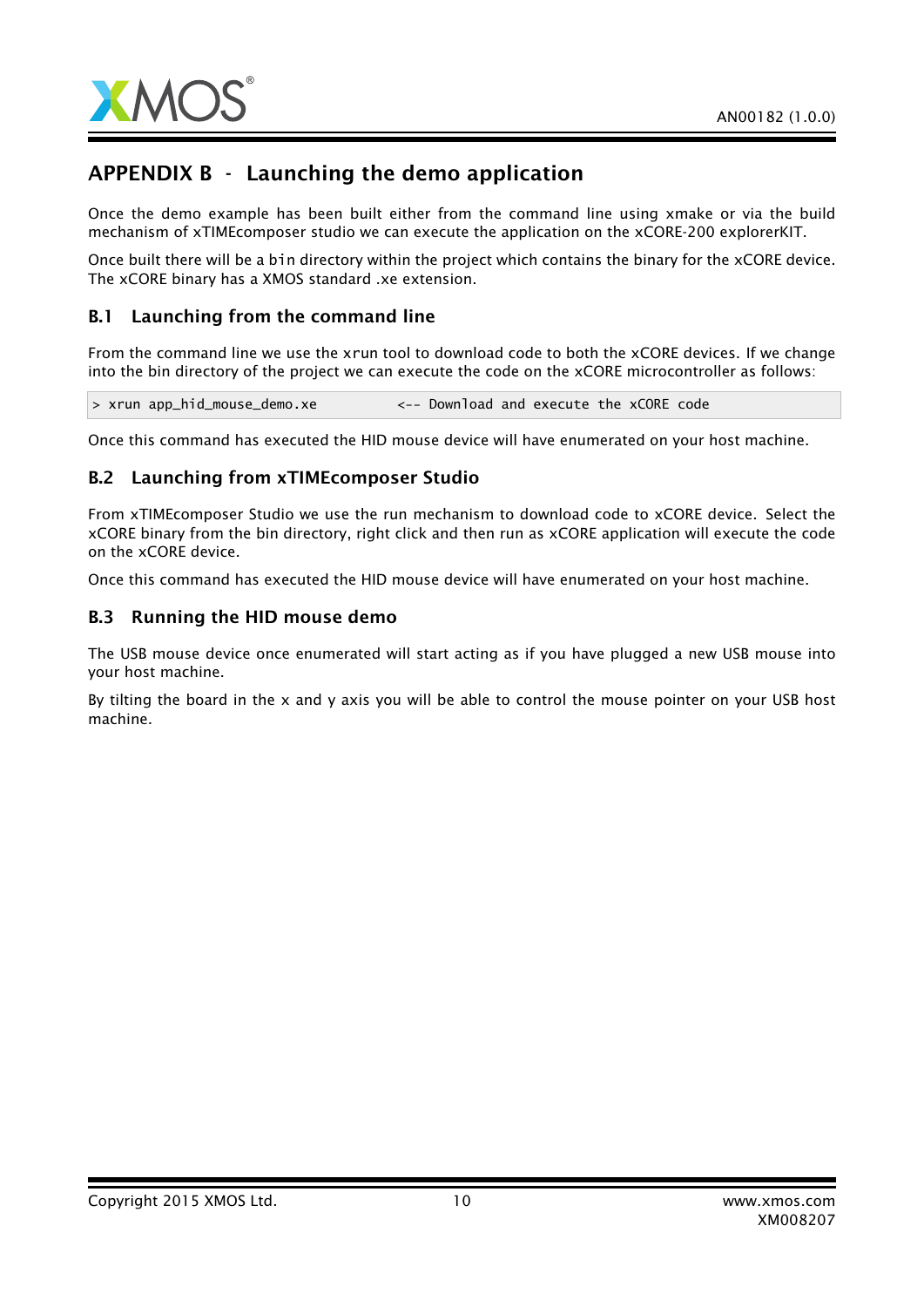# APPENDIX B - Launching the demo application

Once the demo example has been built either from the command line using xmake or via the build mechanism of xTIMEcomposer studio we can execute the application on the xCORE-200 explorerKIT.

Once built there will be a `bin` directory within the project which contains the binary for the xCORE device. The xCORE binary has a XMOS standard .xe extension.

## B.1 Launching from the command line

From the command line we use the xrun tool to download code to both the xCORE devices. If we change into the bin directory of the project we can execute the code on the xCORE microcontroller as follows:

```
> xrun app_hid_mouse_demo.xe          <-- Download and execute the xCORE code
```

Once this command has executed the HID mouse device will have enumerated on your host machine.

## B.2 Launching from xTIMEcomposer Studio

From xTIMEcomposer Studio we use the run mechanism to download code to xCORE device. Select the xCORE binary from the bin directory, right click and then run as xCORE application will execute the code on the xCORE device.

Once this command has executed the HID mouse device will have enumerated on your host machine.

## B.3 Running the HID mouse demo

The USB mouse device once enumerated will start acting as if you have plugged a new USB mouse into your host machine.

By tilting the board in the x and y axis you will be able to control the mouse pointer on your USB host machine.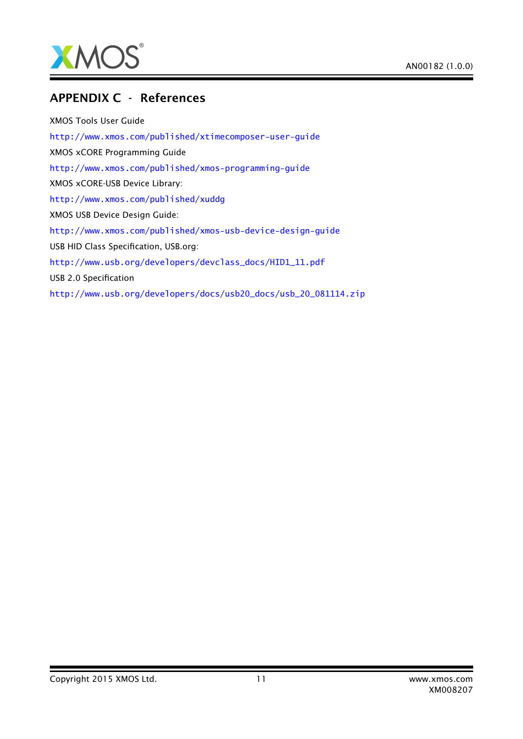# APPENDIX C - References

XMOS Tools User Guide

http://www.xmos.com/published/xtimecomposer-user-guide

XMOS xCORE Programming Guide

http://www.xmos.com/published/xmos-programming-guide

XMOS xCORE-USB Device Library:

http://www.xmos.com/published/xuddg

XMOS USB Device Design Guide:

http://www.xmos.com/published/xmos-usb-device-design-guide

USB HID Class Specification, USB.org:

http://www.usb.org/developers/devclass_docs/HID1_11.pdf

USB 2.0 Specification

http://www.usb.org/developers/docs/usb20_docs/usb_20_081114.zip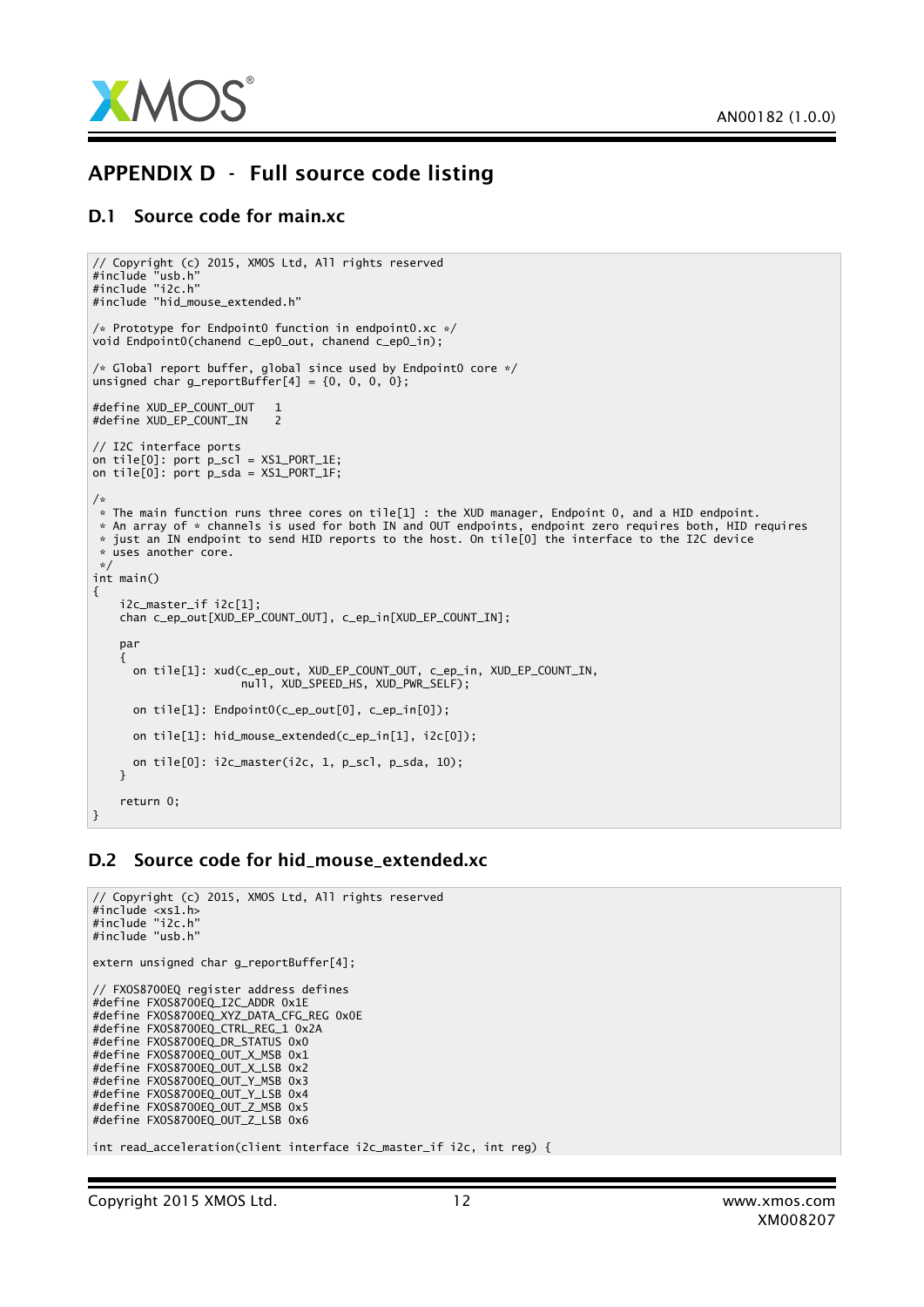# APPENDIX D - Full source code listing

## D.1 Source code for main.xc

```
// Copyright (c) 2015, XMOS Ltd, All rights reserved
#include "usb.h"
#include "i2c.h"
#include "hid_mouse_extended.h"

/* Prototype for Endpoint0 function in endpoint0.xc */
void Endpoint0(chanend c_ep0_out, chanend c_ep0_in);

/* Global report buffer, global since used by Endpoint0 core */
unsigned char g_reportBuffer[4] = {0, 0, 0, 0};

#define XUD_EP_COUNT_OUT   1
#define XUD_EP_COUNT_IN    2

// I2C interface ports
on tile[0]: port p_scl = XS1_PORT_1E;
on tile[0]: port p_sda = XS1_PORT_1F;

/*
 * The main function runs three cores on tile[1] : the XUD manager, Endpoint 0, and a HID endpoint.
 * An array of * channels is used for both IN and OUT endpoints, endpoint zero requires both, HID requires
 * just an IN endpoint to send HID reports to the host. On tile[0] the interface to the I2C device
 * uses another core.
 */
int main()
{
    i2c_master_if i2c[1];
    chan c_ep_out[XUD_EP_COUNT_OUT], c_ep_in[XUD_EP_COUNT_IN];

    par
    {
      on tile[1]: xud(c_ep_out, XUD_EP_COUNT_OUT, c_ep_in, XUD_EP_COUNT_IN,
                      null, XUD_SPEED_HS, XUD_PWR_SELF);

      on tile[1]: Endpoint0(c_ep_out[0], c_ep_in[0]);

      on tile[1]: hid_mouse_extended(c_ep_in[1], i2c[0]);

      on tile[0]: i2c_master(i2c, 1, p_scl, p_sda, 10);
    }

    return 0;
}
```

## D.2 Source code for hid_mouse_extended.xc

```
// Copyright (c) 2015, XMOS Ltd, All rights reserved
#include <xs1.h>
#include "i2c.h"
#include "usb.h"

extern unsigned char g_reportBuffer[4];

// FXOS8700EQ register address defines
#define FXOS8700EQ_I2C_ADDR 0x1E
#define FXOS8700EQ_XYZ_DATA_CFG_REG 0x0E
#define FXOS8700EQ_CTRL_REG_1 0x2A
#define FXOS8700EQ_DR_STATUS 0x0
#define FXOS8700EQ_OUT_X_MSB 0x1
#define FXOS8700EQ_OUT_X_LSB 0x2
#define FXOS8700EQ_OUT_Y_MSB 0x3
#define FXOS8700EQ_OUT_Y_LSB 0x4
#define FXOS8700EQ_OUT_Z_MSB 0x5
#define FXOS8700EQ_OUT_Z_LSB 0x6

int read_acceleration(client interface i2c_master_if i2c, int reg) {
```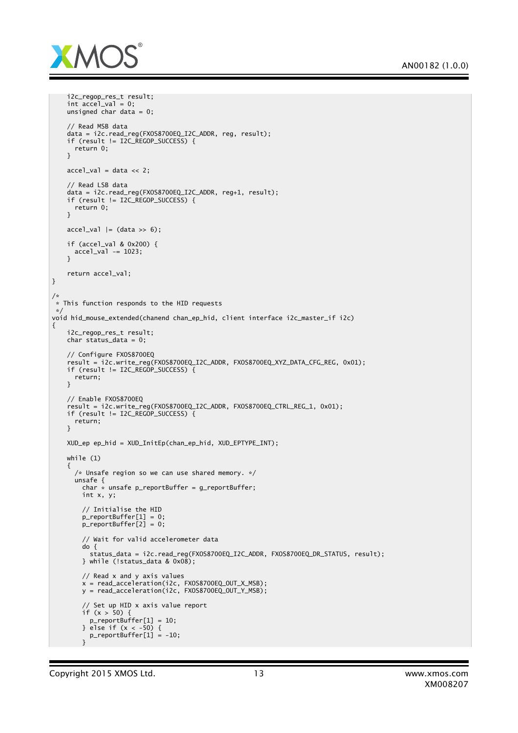```
    i2c_regop_res_t result;
    int accel_val = 0;
    unsigned char data = 0;

    // Read MSB data
    data = i2c.read_reg(FXOS8700EQ_I2C_ADDR, reg, result);
    if (result != I2C_REGOP_SUCCESS) {
      return 0;
    }

    accel_val = data << 2;

    // Read LSB data
    data = i2c.read_reg(FXOS8700EQ_I2C_ADDR, reg+1, result);
    if (result != I2C_REGOP_SUCCESS) {
      return 0;
    }

    accel_val |= (data >> 6);

    if (accel_val & 0x200) {
      accel_val -= 1023;
    }

    return accel_val;
}

/*
 * This function responds to the HID requests
 */
void hid_mouse_extended(chanend chan_ep_hid, client interface i2c_master_if i2c)
{
    i2c_regop_res_t result;
    char status_data = 0;

    // Configure FXOS8700EQ
    result = i2c.write_reg(FXOS8700EQ_I2C_ADDR, FXOS8700EQ_XYZ_DATA_CFG_REG, 0x01);
    if (result != I2C_REGOP_SUCCESS) {
      return;
    }

    // Enable FXOS8700EQ
    result = i2c.write_reg(FXOS8700EQ_I2C_ADDR, FXOS8700EQ_CTRL_REG_1, 0x01);
    if (result != I2C_REGOP_SUCCESS) {
      return;
    }

    XUD_ep ep_hid = XUD_InitEp(chan_ep_hid, XUD_EPTYPE_INT);

    while (1)
    {
      /* Unsafe region so we can use shared memory. */
      unsafe {
        char * unsafe p_reportBuffer = g_reportBuffer;
        int x, y;

        // Initialise the HID
        p_reportBuffer[1] = 0;
        p_reportBuffer[2] = 0;

        // Wait for valid accelerometer data
        do {
          status_data = i2c.read_reg(FXOS8700EQ_I2C_ADDR, FXOS8700EQ_DR_STATUS, result);
        } while (!status_data & 0x08);

        // Read x and y axis values
        x = read_acceleration(i2c, FXOS8700EQ_OUT_X_MSB);
        y = read_acceleration(i2c, FXOS8700EQ_OUT_Y_MSB);

        // Set up HID x axis value report
        if (x > 50) {
          p_reportBuffer[1] = 10;
        } else if (x < -50) {
          p_reportBuffer[1] = -10;
        }
```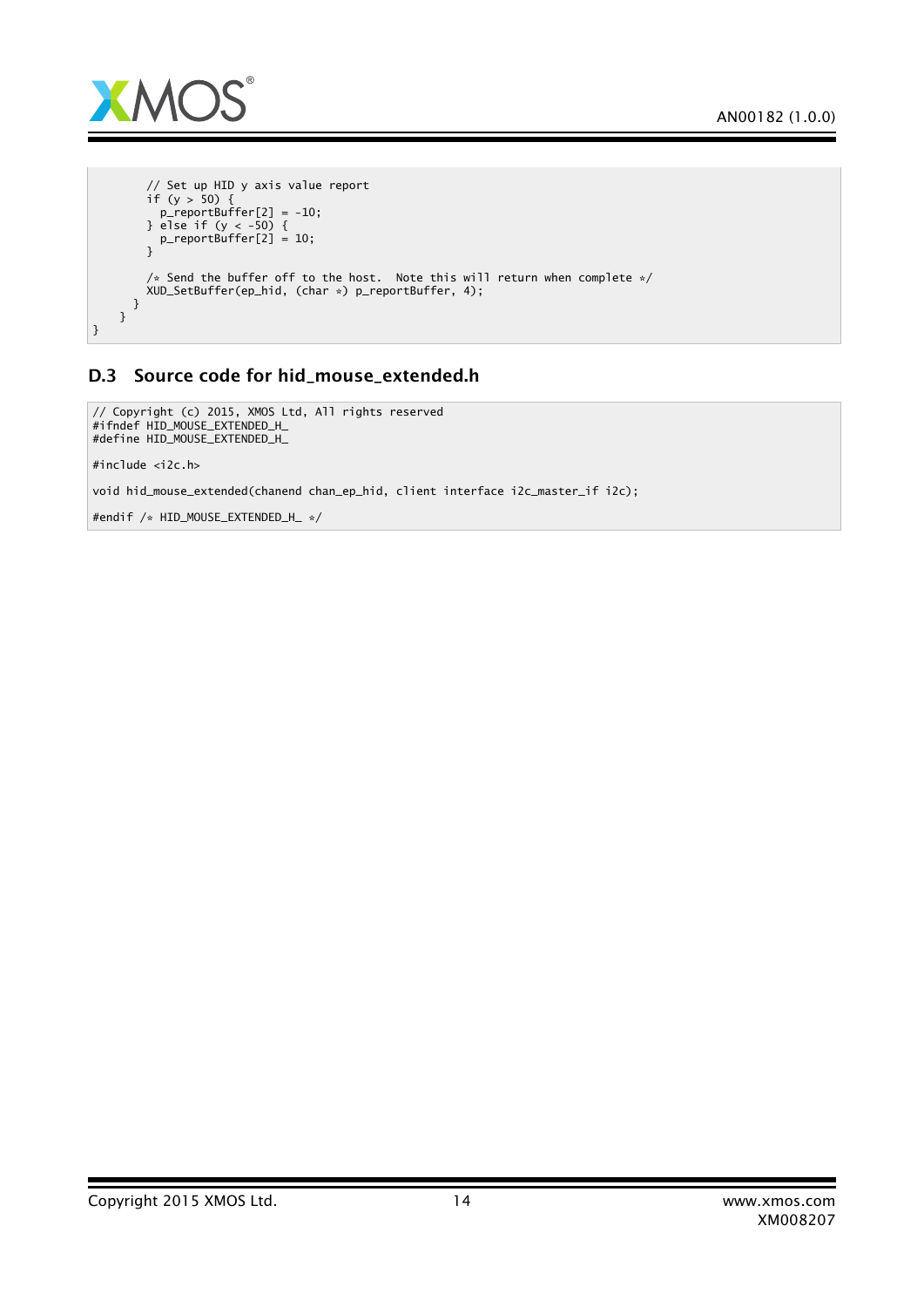```
        // Set up HID y axis value report
        if (y > 50) {
          p_reportBuffer[2] = -10;
        } else if (y < -50) {
          p_reportBuffer[2] = 10;
        }

        /* Send the buffer off to the host.  Note this will return when complete */
        XUD_SetBuffer(ep_hid, (char *) p_reportBuffer, 4);
      }
    }
}
```

### D.3 Source code for hid_mouse_extended.h

```
// Copyright (c) 2015, XMOS Ltd, All rights reserved
#ifndef HID_MOUSE_EXTENDED_H_
#define HID_MOUSE_EXTENDED_H_

#include <i2c.h>

void hid_mouse_extended(chanend chan_ep_hid, client interface i2c_master_if i2c);

#endif /* HID_MOUSE_EXTENDED_H_ */
```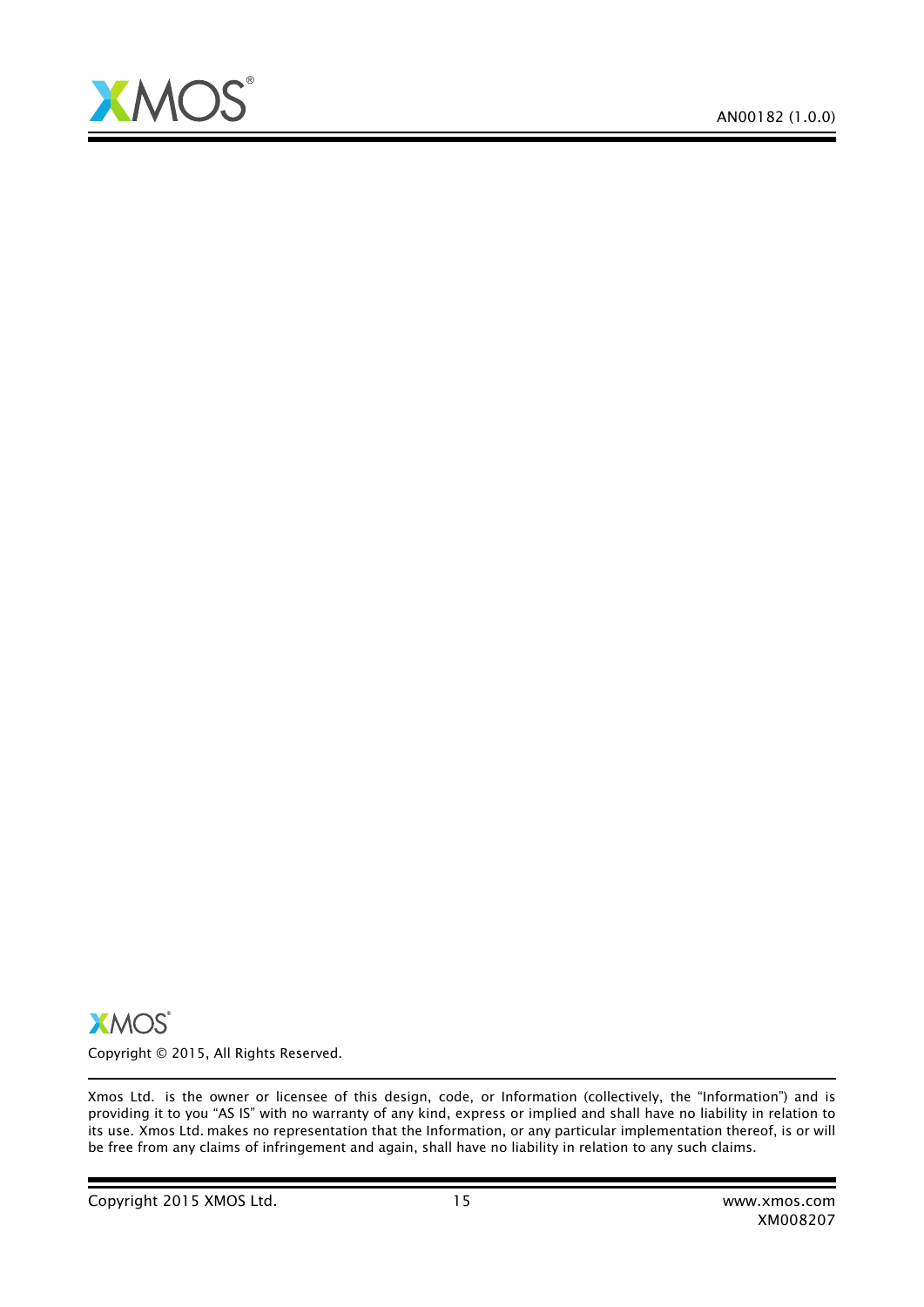XMOS

Copyright © 2015, All Rights Reserved.

Xmos Ltd. is the owner or licensee of this design, code, or Information (collectively, the "Information") and is providing it to you "AS IS" with no warranty of any kind, express or implied and shall have no liability in relation to its use. Xmos Ltd. makes no representation that the Information, or any particular implementation thereof, is or will be free from any claims of infringement and again, shall have no liability in relation to any such claims.